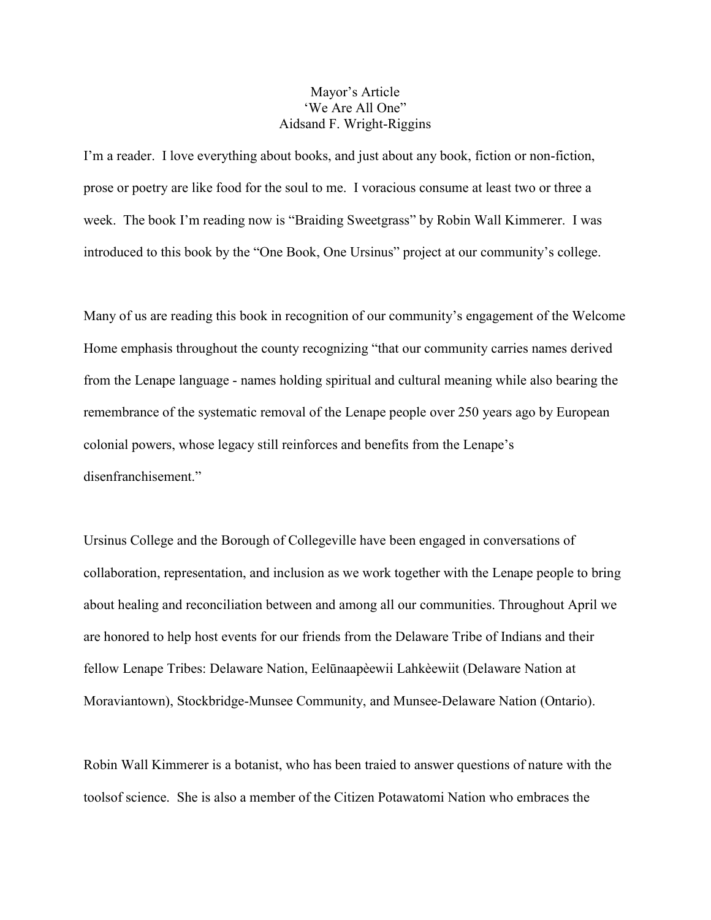Mayor's Article

'We Are All One"

Aidsand F. Wright-Riggins

I'm a reader. I love everything about books, and just about any book, fiction or non-fiction, prose or poetry are like food for the soul to me. I voracious consume at least two or three a week. The book I'm reading now is "Braiding Sweetgrass" by Robin Wall Kimmerer. I was introduced to this book by the "One Book, One Ursinus" project at our community's college.

Many of us are reading this book in recognition of our community's engagement of the Welcome Home emphasis throughout the county recognizing "that our community carries names derived from the Lenape language - names holding spiritual and cultural meaning while also bearing the remembrance of the systematic removal of the Lenape people over 250 years ago by European colonial powers, whose legacy still reinforces and benefits from the Lenape's disenfranchisement."

Ursinus College and the Borough of Collegeville have been engaged in conversations of collaboration, representation, and inclusion as we work together with the Lenape people to bring about healing and reconciliation between and among all our communities. Throughout April we are honored to help host events for our friends from the Delaware Tribe of Indians and their fellow Lenape Tribes: Delaware Nation, Eelūnaapèewii Lahkèewiit (Delaware Nation at Moraviantown), Stockbridge-Munsee Community, and Munsee-Delaware Nation (Ontario).

Robin Wall Kimmerer is a botanist, who has been traied to answer questions of nature with the toolsof science. She is also a member of the Citizen Potawatomi Nation who embraces the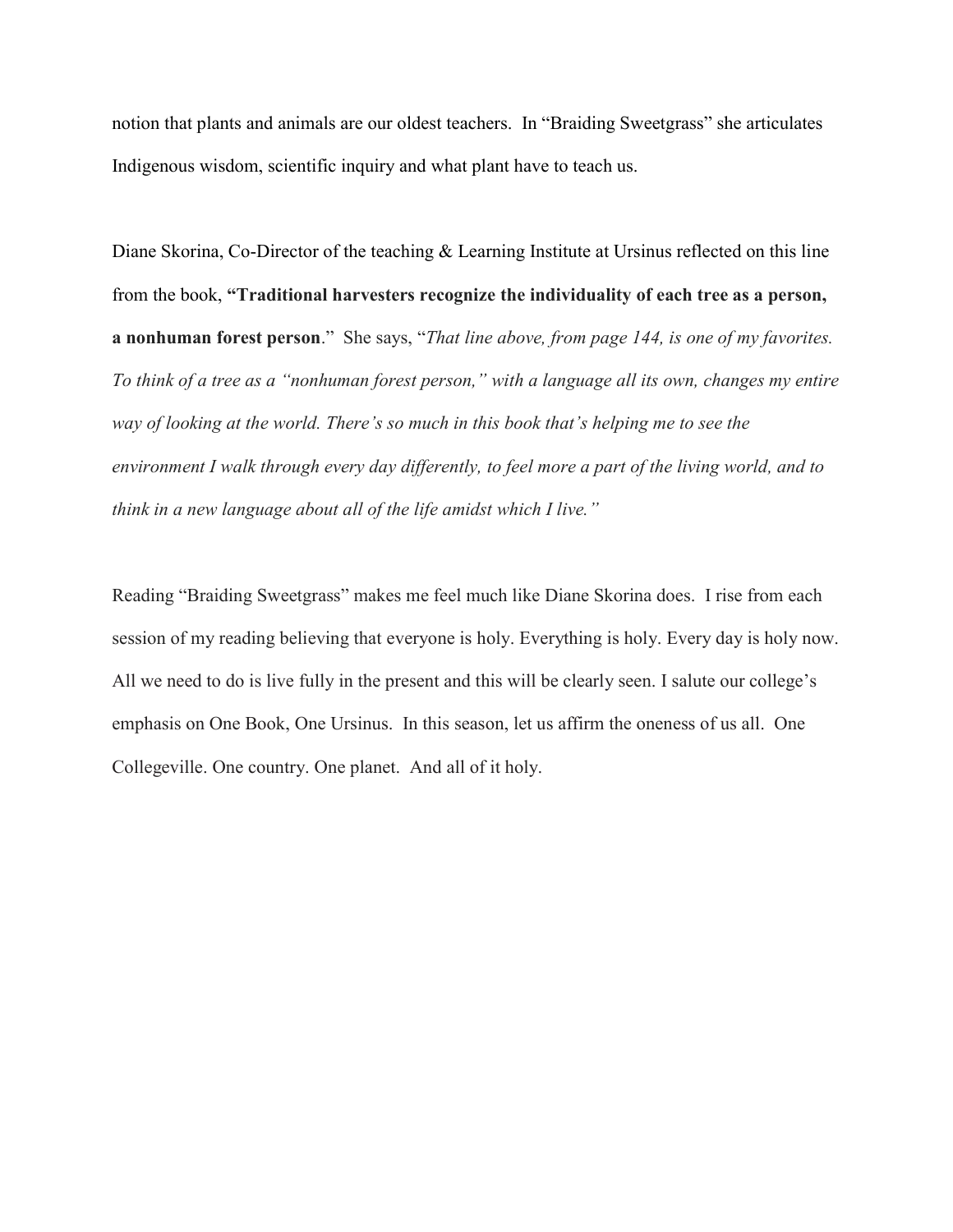notion that plants and animals are our oldest teachers. In "Braiding Sweetgrass" she articulates Indigenous wisdom, scientific inquiry and what plant have to teach us.

Diane Skorina, Co-Director of the teaching & Learning Institute at Ursinus reflected on this line from the book, **"Traditional harvesters recognize the individuality of each tree as a person, a nonhuman forest person**." She says, "*That line above, from page 144, is one of my favorites. To think of a tree as a "nonhuman forest person," with a language all its own, changes my entire way of looking at the world. There's so much in this book that's helping me to see the environment I walk through every day differently, to feel more a part of the living world, and to think in a new language about all of the life amidst which I live."*

Reading "Braiding Sweetgrass" makes me feel much like Diane Skorina does. I rise from each session of my reading believing that everyone is holy. Everything is holy. Every day is holy now. All we need to do is live fully in the present and this will be clearly seen. I salute our college's emphasis on One Book, One Ursinus. In this season, let us affirm the oneness of us all. One Collegeville. One country. One planet. And all of it holy.